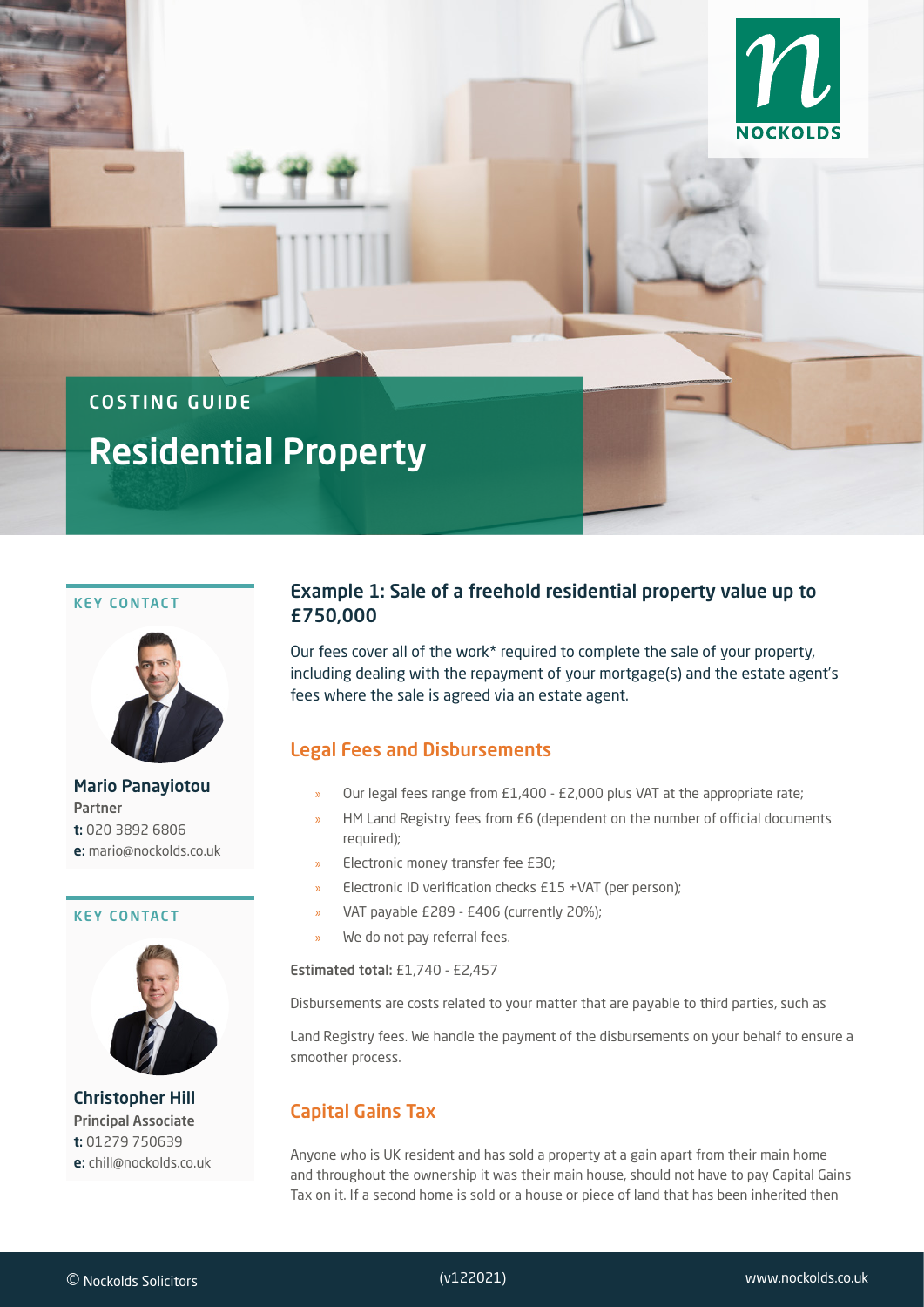COSTING GUIDE

# Residential Property

KEY CONTACT

**Mario Panayiotou**
Partner
t: 020 3892 6806
e: mario@nockolds.co.uk

KEY CONTACT

**Christopher Hill**
Principal Associate
t: 01279 750639
e: chill@nockolds.co.uk

## Example 1: Sale of a freehold residential property value up to £750,000

Our fees cover all of the work* required to complete the sale of your property, including dealing with the repayment of your mortgage(s) and the estate agent's fees where the sale is agreed via an estate agent.

### Legal Fees and Disbursements

- Our legal fees range from £1,400 - £2,000 plus VAT at the appropriate rate;
- HM Land Registry fees from £6 (dependent on the number of official documents required);
- Electronic money transfer fee £30;
- Electronic ID verification checks £15 +VAT (per person);
- VAT payable £289 - £406 (currently 20%);
- We do not pay referral fees.

**Estimated total:** £1,740 - £2,457

Disbursements are costs related to your matter that are payable to third parties, such as

Land Registry fees. We handle the payment of the disbursements on your behalf to ensure a smoother process.

### Capital Gains Tax

Anyone who is UK resident and has sold a property at a gain apart from their main home and throughout the ownership it was their main house, should not have to pay Capital Gains Tax on it. If a second home is sold or a house or piece of land that has been inherited then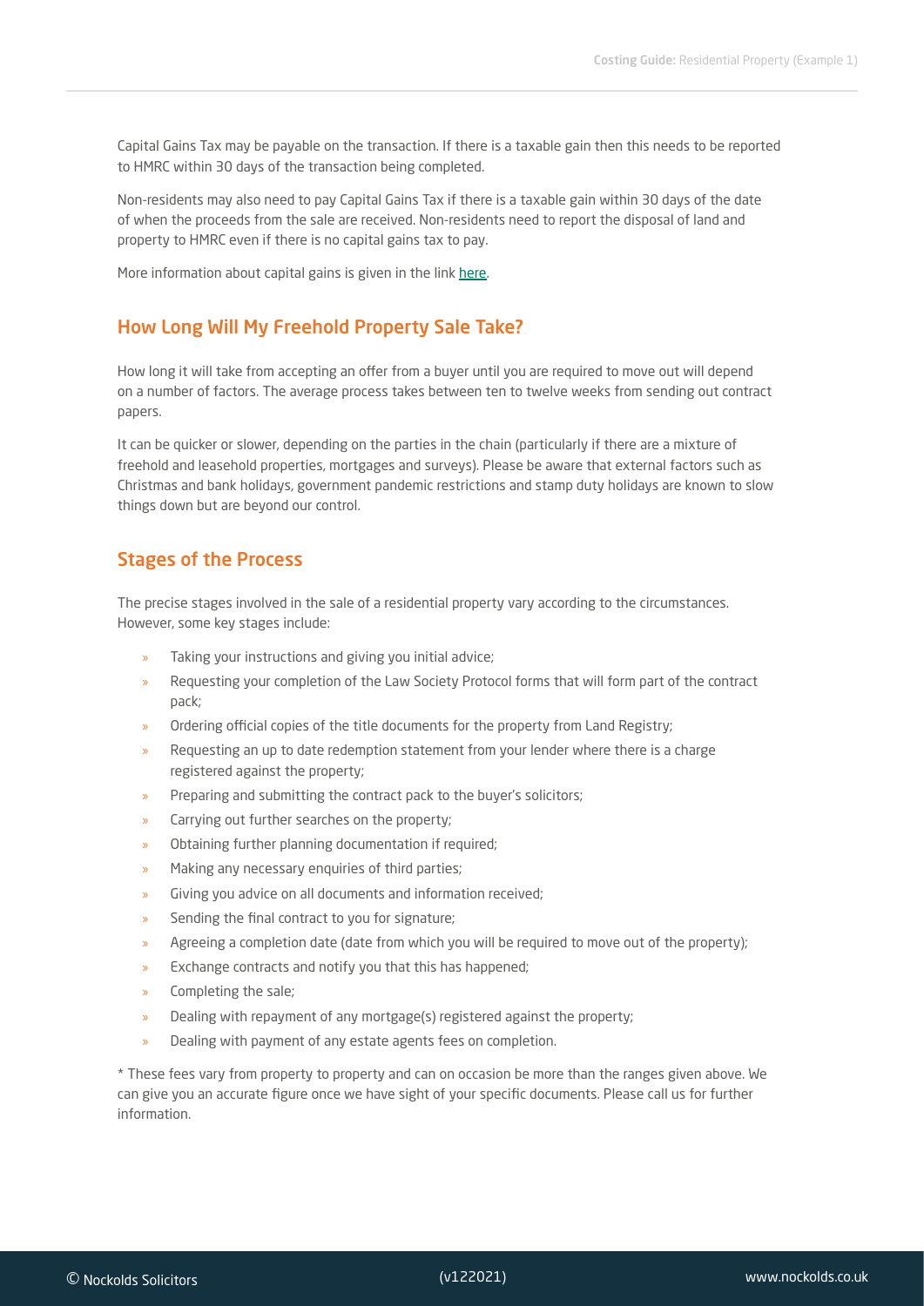Capital Gains Tax may be payable on the transaction. If there is a taxable gain then this needs to be reported to HMRC within 30 days of the transaction being completed.

Non-residents may also need to pay Capital Gains Tax if there is a taxable gain within 30 days of the date of when the proceeds from the sale are received. Non-residents need to report the disposal of land and property to HMRC even if there is no capital gains tax to pay.

More information about capital gains is given in the link here.

## How Long Will My Freehold Property Sale Take?

How long it will take from accepting an offer from a buyer until you are required to move out will depend on a number of factors. The average process takes between ten to twelve weeks from sending out contract papers.

It can be quicker or slower, depending on the parties in the chain (particularly if there are a mixture of freehold and leasehold properties, mortgages and surveys). Please be aware that external factors such as Christmas and bank holidays, government pandemic restrictions and stamp duty holidays are known to slow things down but are beyond our control.

## Stages of the Process

The precise stages involved in the sale of a residential property vary according to the circumstances. However, some key stages include:

- Taking your instructions and giving you initial advice;
- Requesting your completion of the Law Society Protocol forms that will form part of the contract pack;
- Ordering official copies of the title documents for the property from Land Registry;
- Requesting an up to date redemption statement from your lender where there is a charge registered against the property;
- Preparing and submitting the contract pack to the buyer's solicitors;
- Carrying out further searches on the property;
- Obtaining further planning documentation if required;
- Making any necessary enquiries of third parties;
- Giving you advice on all documents and information received;
- Sending the final contract to you for signature;
- Agreeing a completion date (date from which you will be required to move out of the property);
- Exchange contracts and notify you that this has happened;
- Completing the sale;
- Dealing with repayment of any mortgage(s) registered against the property;
- Dealing with payment of any estate agents fees on completion.

* These fees vary from property to property and can on occasion be more than the ranges given above. We can give you an accurate figure once we have sight of your specific documents. Please call us for further information.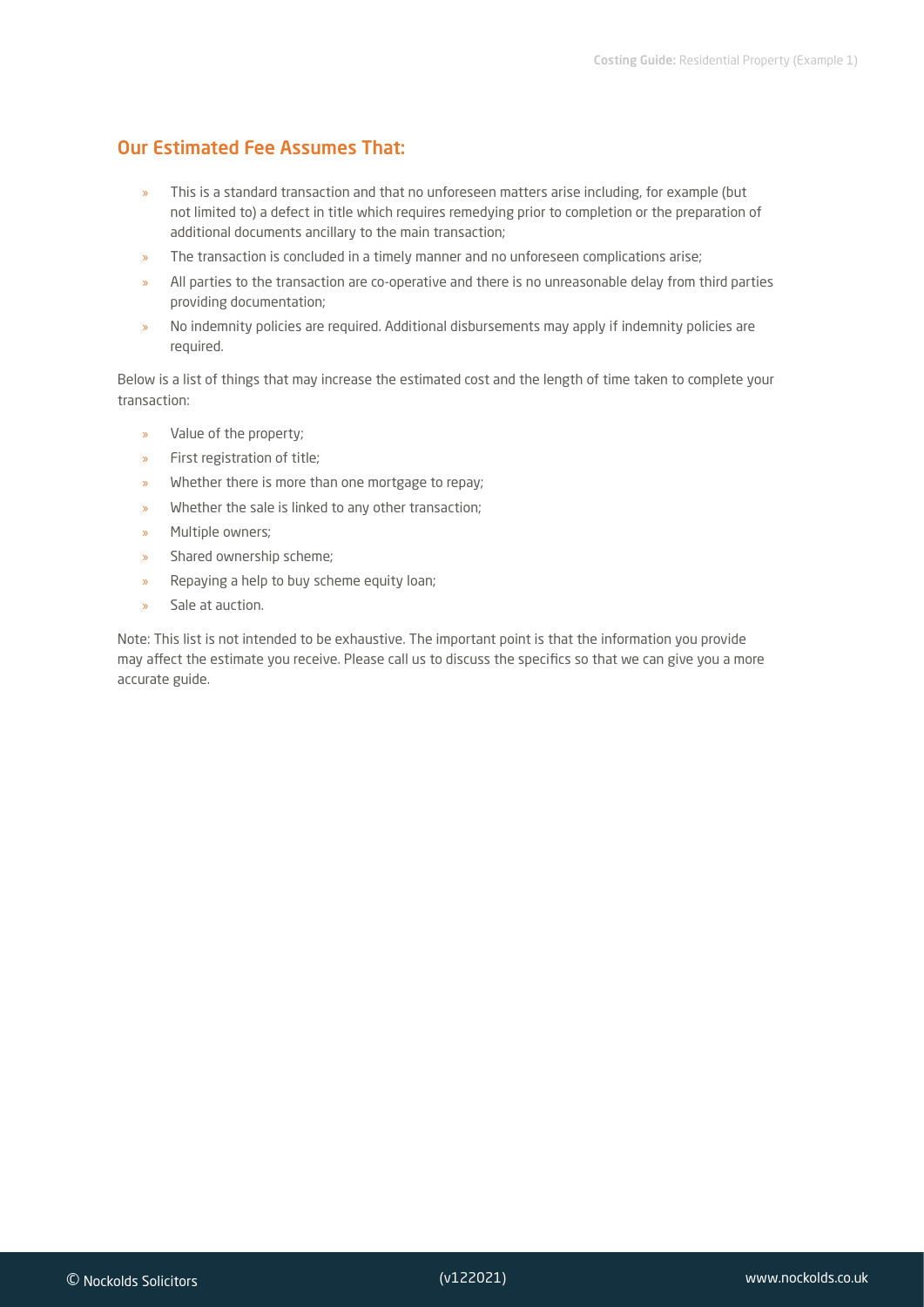## Our Estimated Fee Assumes That:

- This is a standard transaction and that no unforeseen matters arise including, for example (but not limited to) a defect in title which requires remedying prior to completion or the preparation of additional documents ancillary to the main transaction;
- The transaction is concluded in a timely manner and no unforeseen complications arise;
- All parties to the transaction are co-operative and there is no unreasonable delay from third parties providing documentation;
- No indemnity policies are required. Additional disbursements may apply if indemnity policies are required.

Below is a list of things that may increase the estimated cost and the length of time taken to complete your transaction:

- Value of the property;
- First registration of title;
- Whether there is more than one mortgage to repay;
- Whether the sale is linked to any other transaction;
- Multiple owners;
- Shared ownership scheme;
- Repaying a help to buy scheme equity loan;
- Sale at auction.

Note: This list is not intended to be exhaustive. The important point is that the information you provide may affect the estimate you receive. Please call us to discuss the specifics so that we can give you a more accurate guide.